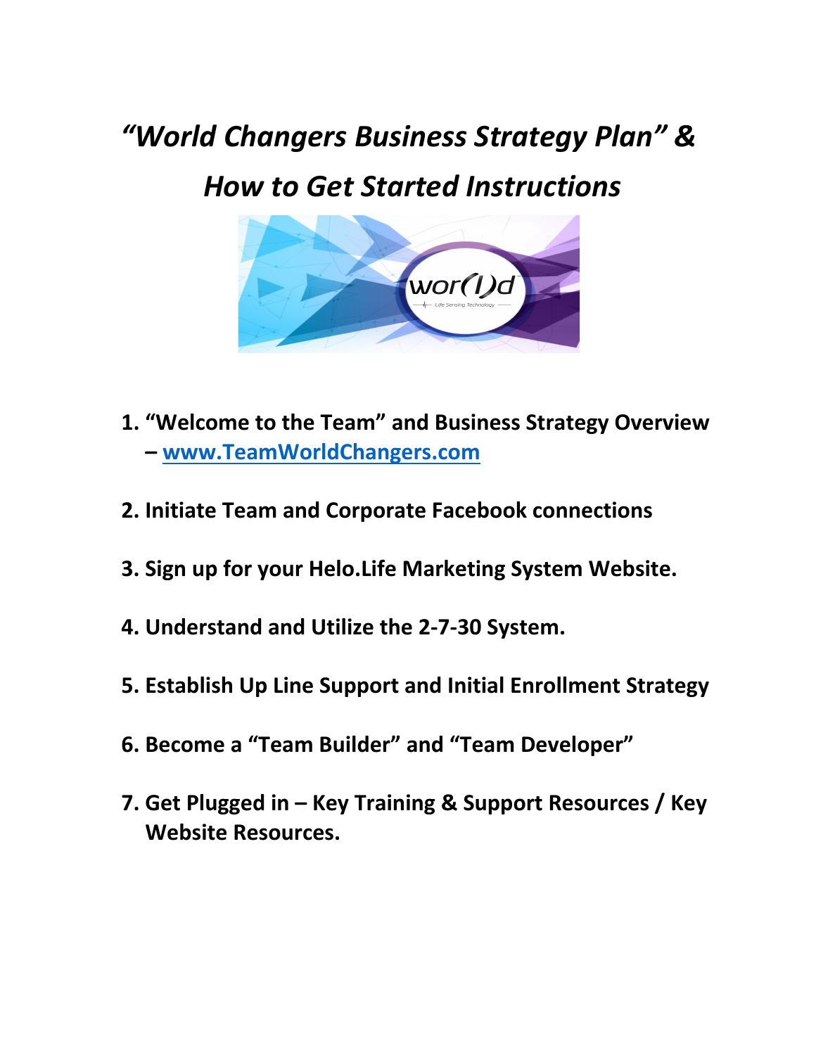# *"World Changers Business Strategy Plan" & How to Get Started Instructions*

1. **"Welcome to the Team" and Business Strategy Overview – [www.TeamWorldChangers.com](http://www.TeamWorldChangers.com)**

2. **Initiate Team and Corporate Facebook connections**

3. **Sign up for your Helo.Life Marketing System Website.**

4. **Understand and Utilize the 2-7-30 System.**

5. **Establish Up Line Support and Initial Enrollment Strategy**

6. **Become a "Team Builder" and "Team Developer"**

7. **Get Plugged in – Key Training & Support Resources / Key Website Resources.**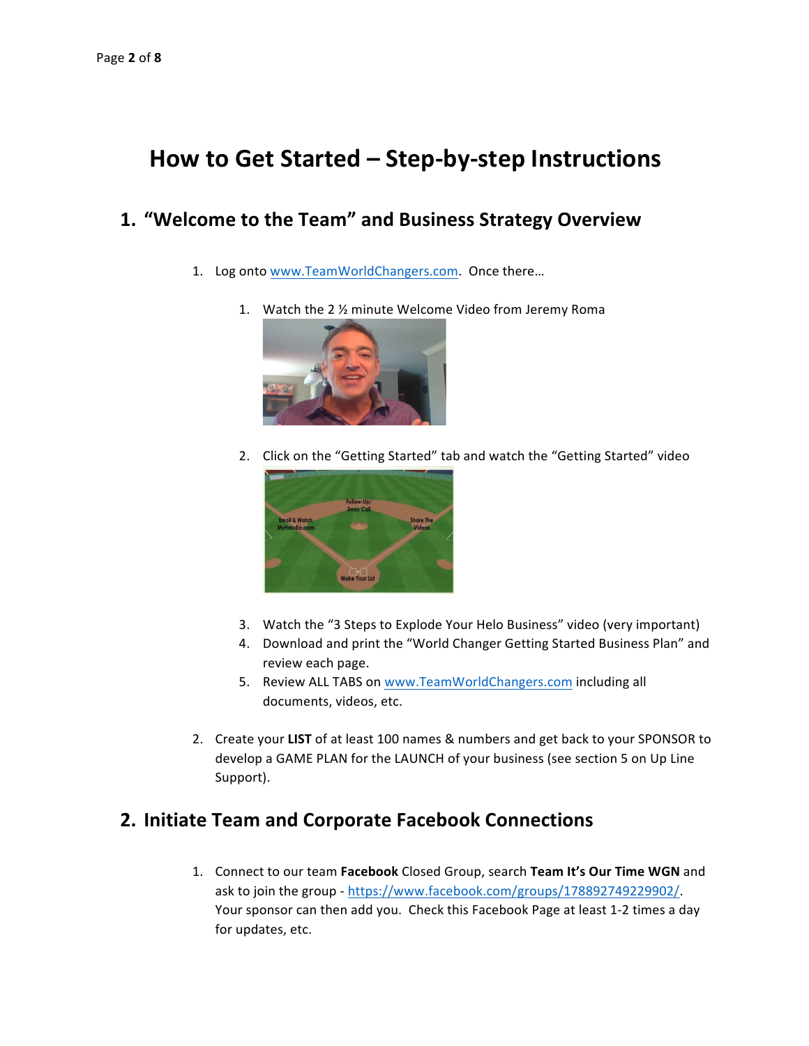# How to Get Started – Step-by-step Instructions

## 1. "Welcome to the Team" and Business Strategy Overview

1. Log onto www.TeamWorldChangers.com. Once there…
    1. Watch the 2 ½ minute Welcome Video from Jeremy Roma
    2. Click on the "Getting Started" tab and watch the "Getting Started" video
    3. Watch the "3 Steps to Explode Your Helo Business" video (very important)
    4. Download and print the "World Changer Getting Started Business Plan" and review each page.
    5. Review ALL TABS on www.TeamWorldChangers.com including all documents, videos, etc.
2. Create your **LIST** of at least 100 names & numbers and get back to your SPONSOR to develop a GAME PLAN for the LAUNCH of your business (see section 5 on Up Line Support).

## 2. Initiate Team and Corporate Facebook Connections

1. Connect to our team **Facebook** Closed Group, search **Team It's Our Time WGN** and ask to join the group - https://www.facebook.com/groups/178892749229902/. Your sponsor can then add you. Check this Facebook Page at least 1-2 times a day for updates, etc.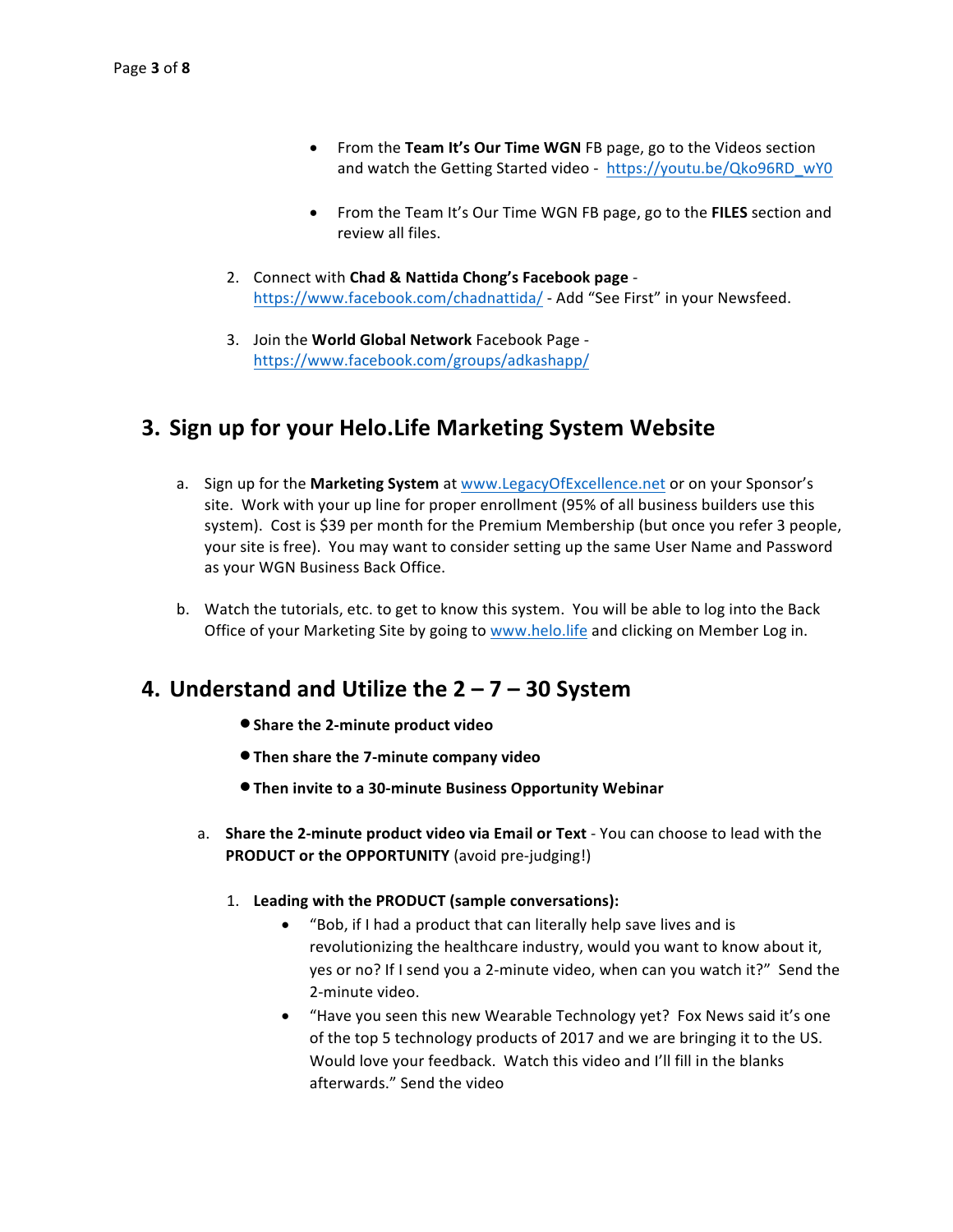- From the **Team It's Our Time WGN** FB page, go to the Videos section and watch the Getting Started video - https://youtu.be/Qko96RD_wY0

- From the Team It's Our Time WGN FB page, go to the **FILES** section and review all files.

2. Connect with **Chad & Nattida Chong's Facebook page** - https://www.facebook.com/chadnattida/ - Add "See First" in your Newsfeed.

3. Join the **World Global Network** Facebook Page - https://www.facebook.com/groups/adkashapp/

## 3. Sign up for your Helo.Life Marketing System Website

a. Sign up for the **Marketing System** at www.LegacyOfExcellence.net or on your Sponsor's site. Work with your up line for proper enrollment (95% of all business builders use this system). Cost is $39 per month for the Premium Membership (but once you refer 3 people, your site is free). You may want to consider setting up the same User Name and Password as your WGN Business Back Office.

b. Watch the tutorials, etc. to get to know this system. You will be able to log into the Back Office of your Marketing Site by going to www.helo.life and clicking on Member Log in.

## 4. Understand and Utilize the 2 – 7 – 30 System

- **Share the 2-minute product video**
- **Then share the 7-minute company video**
- **Then invite to a 30-minute Business Opportunity Webinar**

a. **Share the 2-minute product video via Email or Text** - You can choose to lead with the **PRODUCT or the OPPORTUNITY** (avoid pre-judging!)

1. **Leading with the PRODUCT (sample conversations):**
   - "Bob, if I had a product that can literally help save lives and is revolutionizing the healthcare industry, would you want to know about it, yes or no? If I send you a 2-minute video, when can you watch it?" Send the 2-minute video.
   - "Have you seen this new Wearable Technology yet? Fox News said it's one of the top 5 technology products of 2017 and we are bringing it to the US. Would love your feedback. Watch this video and I'll fill in the blanks afterwards." Send the video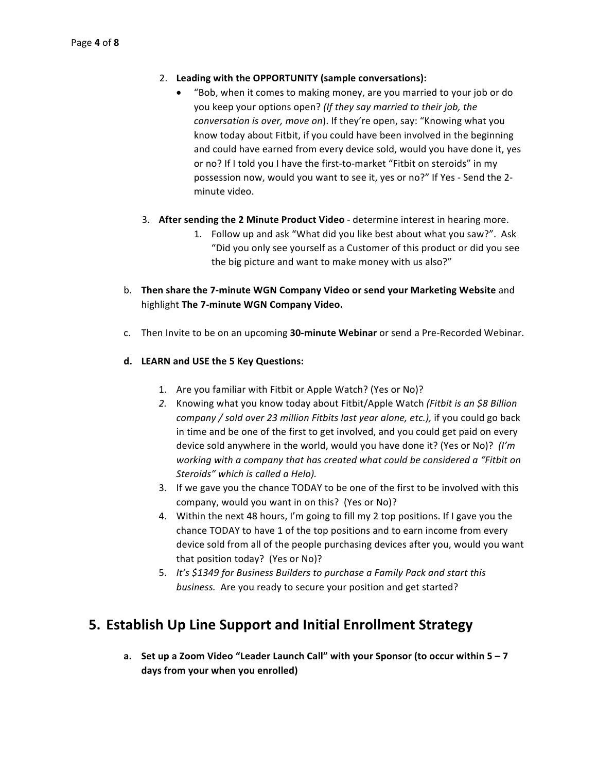2. **Leading with the OPPORTUNITY (sample conversations):**
   - "Bob, when it comes to making money, are you married to your job or do you keep your options open? *(If they say married to their job, the conversation is over, move on*). If they're open, say: "Knowing what you know today about Fitbit, if you could have been involved in the beginning and could have earned from every device sold, would you have done it, yes or no? If I told you I have the first-to-market "Fitbit on steroids" in my possession now, would you want to see it, yes or no?" If Yes - Send the 2-minute video.

3. **After sending the 2 Minute Product Video** - determine interest in hearing more.
   1. Follow up and ask "What did you like best about what you saw?". Ask "Did you only see yourself as a Customer of this product or did you see the big picture and want to make money with us also?"

b. **Then share the 7-minute WGN Company Video or send your Marketing Website** and highlight **The 7-minute WGN Company Video.**

c. Then Invite to be on an upcoming **30-minute Webinar** or send a Pre-Recorded Webinar.

**d. LEARN and USE the 5 Key Questions:**

1. Are you familiar with Fitbit or Apple Watch? (Yes or No)?
2. Knowing what you know today about Fitbit/Apple Watch *(Fitbit is an $8 Billion company / sold over 23 million Fitbits last year alone, etc.),* if you could go back in time and be one of the first to get involved, and you could get paid on every device sold anywhere in the world, would you have done it? (Yes or No)? *(I'm working with a company that has created what could be considered a "Fitbit on Steroids" which is called a Helo).*
3. If we gave you the chance TODAY to be one of the first to be involved with this company, would you want in on this? (Yes or No)?
4. Within the next 48 hours, I'm going to fill my 2 top positions. If I gave you the chance TODAY to have 1 of the top positions and to earn income from every device sold from all of the people purchasing devices after you, would you want that position today? (Yes or No)?
5. *It's $1349 for Business Builders to purchase a Family Pack and start this business.* Are you ready to secure your position and get started?

## 5. Establish Up Line Support and Initial Enrollment Strategy

**a. Set up a Zoom Video "Leader Launch Call" with your Sponsor (to occur within 5 – 7 days from your when you enrolled)**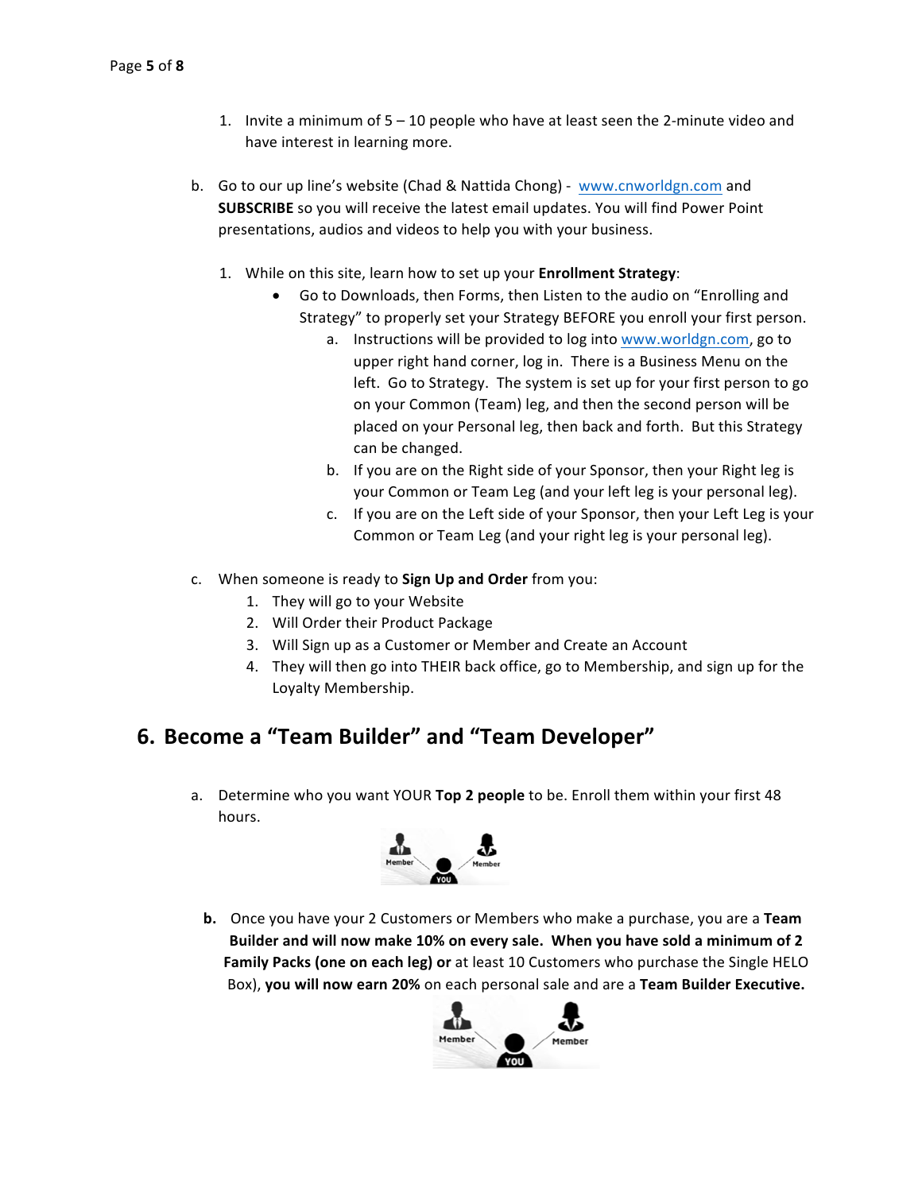1. Invite a minimum of 5 – 10 people who have at least seen the 2-minute video and have interest in learning more.

b. Go to our up line's website (Chad & Nattida Chong) - www.cnworldgn.com and **SUBSCRIBE** so you will receive the latest email updates. You will find Power Point presentations, audios and videos to help you with your business.

   1. While on this site, learn how to set up your **Enrollment Strategy**:
      - Go to Downloads, then Forms, then Listen to the audio on "Enrolling and Strategy" to properly set your Strategy BEFORE you enroll your first person.
        a. Instructions will be provided to log into www.worldgn.com, go to upper right hand corner, log in. There is a Business Menu on the left. Go to Strategy. The system is set up for your first person to go on your Common (Team) leg, and then the second person will be placed on your Personal leg, then back and forth. But this Strategy can be changed.
        b. If you are on the Right side of your Sponsor, then your Right leg is your Common or Team Leg (and your left leg is your personal leg).
        c. If you are on the Left side of your Sponsor, then your Left Leg is your Common or Team Leg (and your right leg is your personal leg).

c. When someone is ready to **Sign Up and Order** from you:
   1. They will go to your Website
   2. Will Order their Product Package
   3. Will Sign up as a Customer or Member and Create an Account
   4. They will then go into THEIR back office, go to Membership, and sign up for the Loyalty Membership.

## 6. Become a "Team Builder" and "Team Developer"

a. Determine who you want YOUR **Top 2 people** to be. Enroll them within your first 48 hours.

**b.** Once you have your 2 Customers or Members who make a purchase, you are a **Team Builder and will now make 10% on every sale. When you have sold a minimum of 2 Family Packs (one on each leg) or** at least 10 Customers who purchase the Single HELO Box), **you will now earn 20%** on each personal sale and are a **Team Builder Executive.**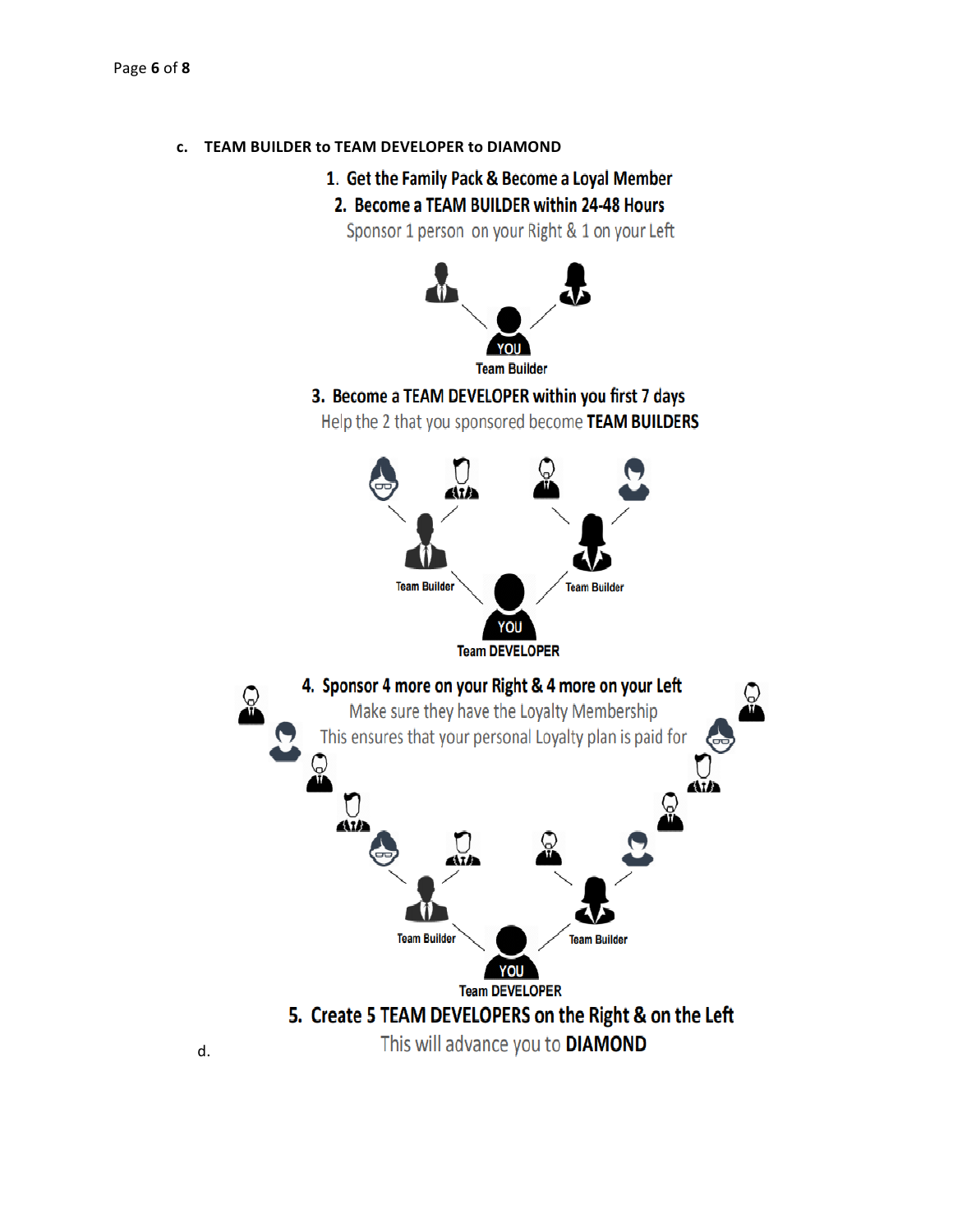c. **TEAM BUILDER to TEAM DEVELOPER to DIAMOND**

1. Get the Family Pack & Become a Loyal Member
2. Become a TEAM BUILDER within 24-48 Hours

   Sponsor 1 person on your Right & 1 on your Left

YOU

Team Builder

3. Become a TEAM DEVELOPER within you first 7 days

   Help the 2 that you sponsored become **TEAM BUILDERS**

Team Builder

Team Builder

YOU

Team DEVELOPER

4. Sponsor 4 more on your Right & 4 more on your Left

   Make sure they have the Loyalty Membership

   This ensures that your personal Loyalty plan is paid for

Team Builder

Team Builder

YOU

Team DEVELOPER

5. Create 5 TEAM DEVELOPERS on the Right & on the Left

   This will advance you to **DIAMOND**

d.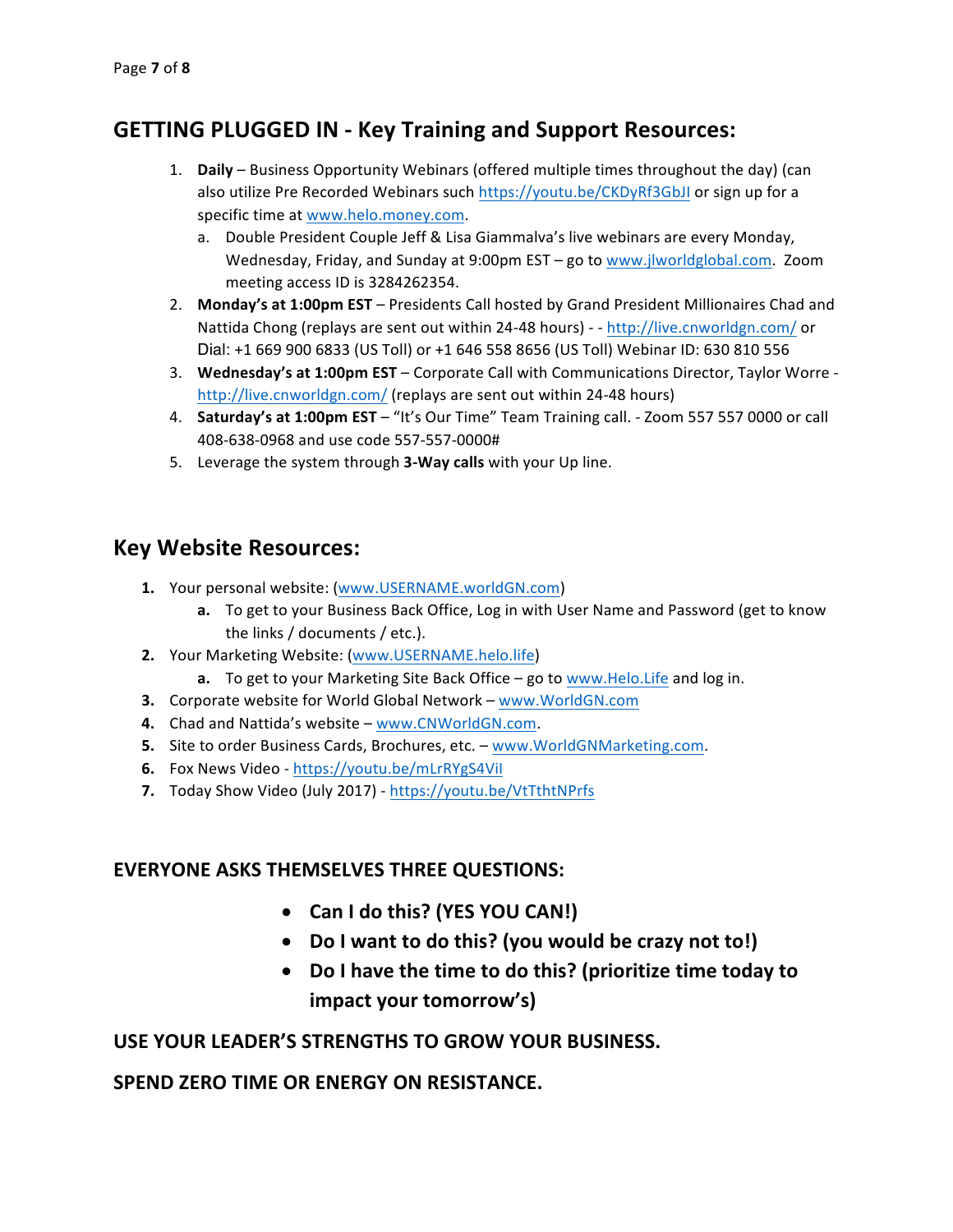## GETTING PLUGGED IN - Key Training and Support Resources:

1. **Daily** – Business Opportunity Webinars (offered multiple times throughout the day) (can also utilize Pre Recorded Webinars such https://youtu.be/CKDyRf3GbJI or sign up for a specific time at www.helo.money.com.
   a. Double President Couple Jeff & Lisa Giammalva's live webinars are every Monday, Wednesday, Friday, and Sunday at 9:00pm EST – go to www.jlworldglobal.com. Zoom meeting access ID is 3284262354.
2. **Monday's at 1:00pm EST** – Presidents Call hosted by Grand President Millionaires Chad and Nattida Chong (replays are sent out within 24-48 hours) - - http://live.cnworldgn.com/ or Dial: +1 669 900 6833 (US Toll) or +1 646 558 8656 (US Toll) Webinar ID: 630 810 556
3. **Wednesday's at 1:00pm EST** – Corporate Call with Communications Director, Taylor Worre - http://live.cnworldgn.com/ (replays are sent out within 24-48 hours)
4. **Saturday's at 1:00pm EST** – "It's Our Time" Team Training call. - Zoom 557 557 0000 or call 408-638-0968 and use code 557-557-0000#
5. Leverage the system through **3-Way calls** with your Up line.

## Key Website Resources:

1. Your personal website: (www.USERNAME.worldGN.com)
   a. To get to your Business Back Office, Log in with User Name and Password (get to know the links / documents / etc.).
2. Your Marketing Website: (www.USERNAME.helo.life)
   a. To get to your Marketing Site Back Office – go to www.Helo.Life and log in.
3. Corporate website for World Global Network – www.WorldGN.com
4. Chad and Nattida's website – www.CNWorldGN.com.
5. Site to order Business Cards, Brochures, etc. – www.WorldGNMarketing.com.
6. Fox News Video - https://youtu.be/mLrRYgS4ViI
7. Today Show Video (July 2017) - https://youtu.be/VtTthtNPrfs

### EVERYONE ASKS THEMSELVES THREE QUESTIONS:

- **Can I do this? (YES YOU CAN!)**
- **Do I want to do this? (you would be crazy not to!)**
- **Do I have the time to do this? (prioritize time today to impact your tomorrow's)**

### USE YOUR LEADER'S STRENGTHS TO GROW YOUR BUSINESS.

### SPEND ZERO TIME OR ENERGY ON RESISTANCE.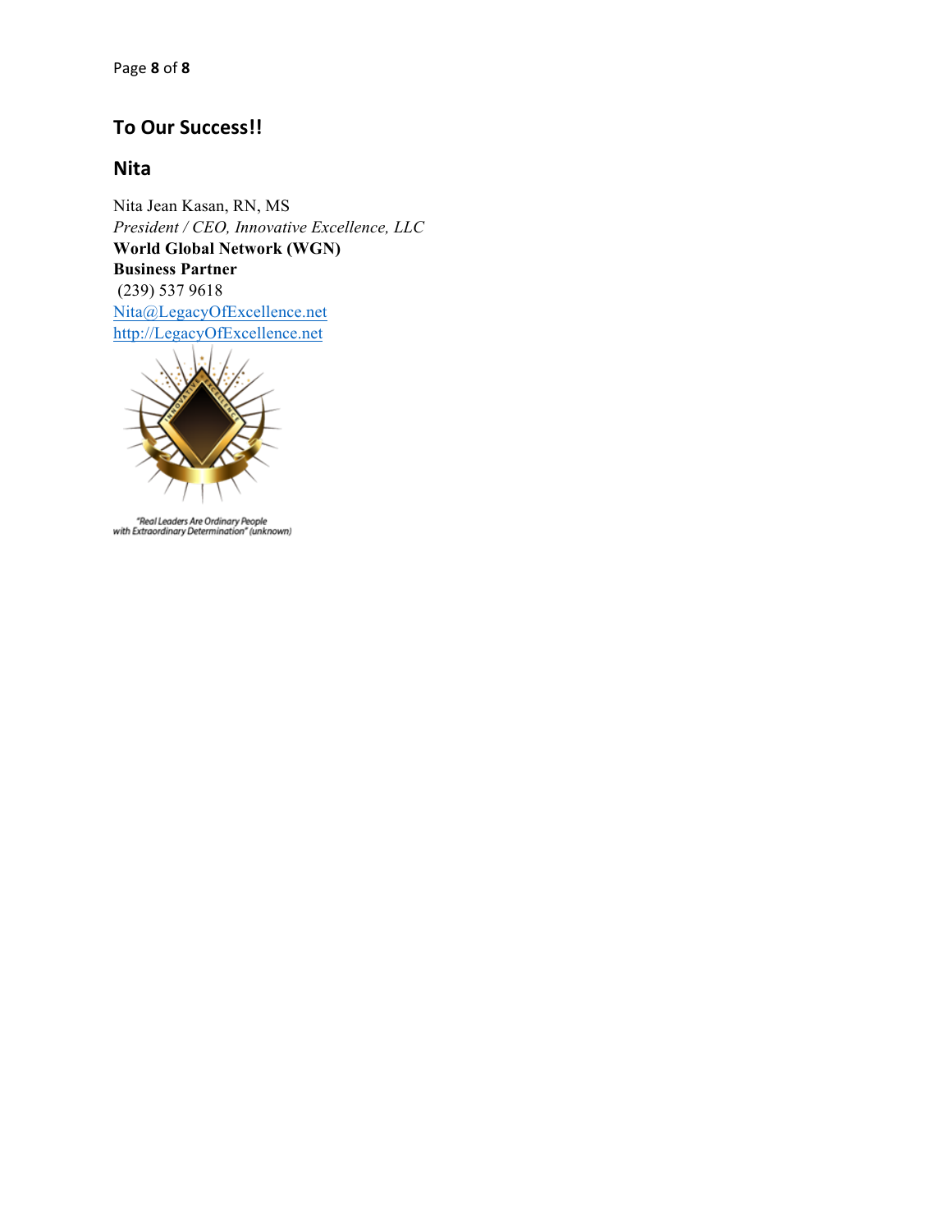## To Our Success!!

## Nita

Nita Jean Kasan, RN, MS
*President / CEO, Innovative Excellence, LLC*
**World Global Network (WGN)**
**Business Partner**
(239) 537 9618
[Nita@LegacyOfExcellence.net](mailto:Nita@LegacyOfExcellence.net)
[http://LegacyOfExcellence.net](http://LegacyOfExcellence.net)

*"Real Leaders Are Ordinary People with Extraordinary Determination" (unknown)*